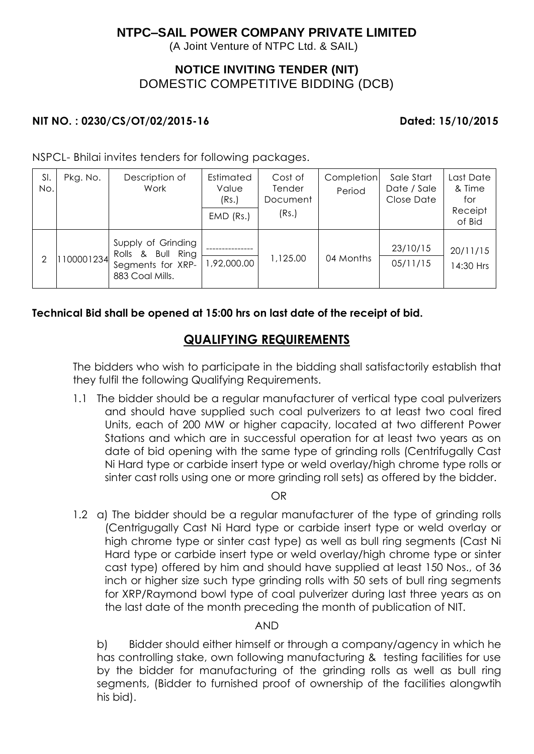# NTPC–SAIL POWER COMPANY PRIVATE LIMITED

(A Joint Venture of NTPC Ltd. & SAIL)

## NOTICE INVITING TENDER (NIT)
DOMESTIC COMPETITIVE BIDDING (DCB)

**NIT NO. : 0230/CS/OT/02/2015-16** **Dated: 15/10/2015**

NSPCL- Bhilai invites tenders for following packages.

| Sl. No. | Pkg. No. | Description of Work | Estimated Value (Rs.) / EMD (Rs.) | Cost of Tender Document (Rs.) | Completion Period | Sale Start Date / Sale Close Date | Last Date & Time for Receipt of Bid |
|---|---|---|---|---|---|---|---|
| 2 | 1100001234 | Supply of Grinding Rolls & Bull Ring Segments for XRP-883 Coal Mills. | --------------- / 1,92,000.00 | 1,125.00 | 04 Months | 23/10/15 / 05/11/15 | 20/11/15 14:30 Hrs |

**Technical Bid shall be opened at 15:00 hrs on last date of the receipt of bid.**

## QUALIFYING REQUIREMENTS

The bidders who wish to participate in the bidding shall satisfactorily establish that they fulfil the following Qualifying Requirements.

1.1 The bidder should be a regular manufacturer of vertical type coal pulverizers and should have supplied such coal pulverizers to at least two coal fired Units, each of 200 MW or higher capacity, located at two different Power Stations and which are in successful operation for at least two years as on date of bid opening with the same type of grinding rolls (Centrifugally Cast Ni Hard type or carbide insert type or weld overlay/high chrome type rolls or sinter cast rolls using one or more grinding roll sets) as offered by the bidder.

OR

1.2 a) The bidder should be a regular manufacturer of the type of grinding rolls (Centrigugally Cast Ni Hard type or carbide insert type or weld overlay or high chrome type or sinter cast type) as well as bull ring segments (Cast Ni Hard type or carbide insert type or weld overlay/high chrome type or sinter cast type) offered by him and should have supplied at least 150 Nos., of 36 inch or higher size such type grinding rolls with 50 sets of bull ring segments for XRP/Raymond bowl type of coal pulverizer during last three years as on the last date of the month preceding the month of publication of NIT.

AND

b) Bidder should either himself or through a company/agency in which he has controlling stake, own following manufacturing & testing facilities for use by the bidder for manufacturing of the grinding rolls as well as bull ring segments, (Bidder to furnished proof of ownership of the facilities alongwtih his bid).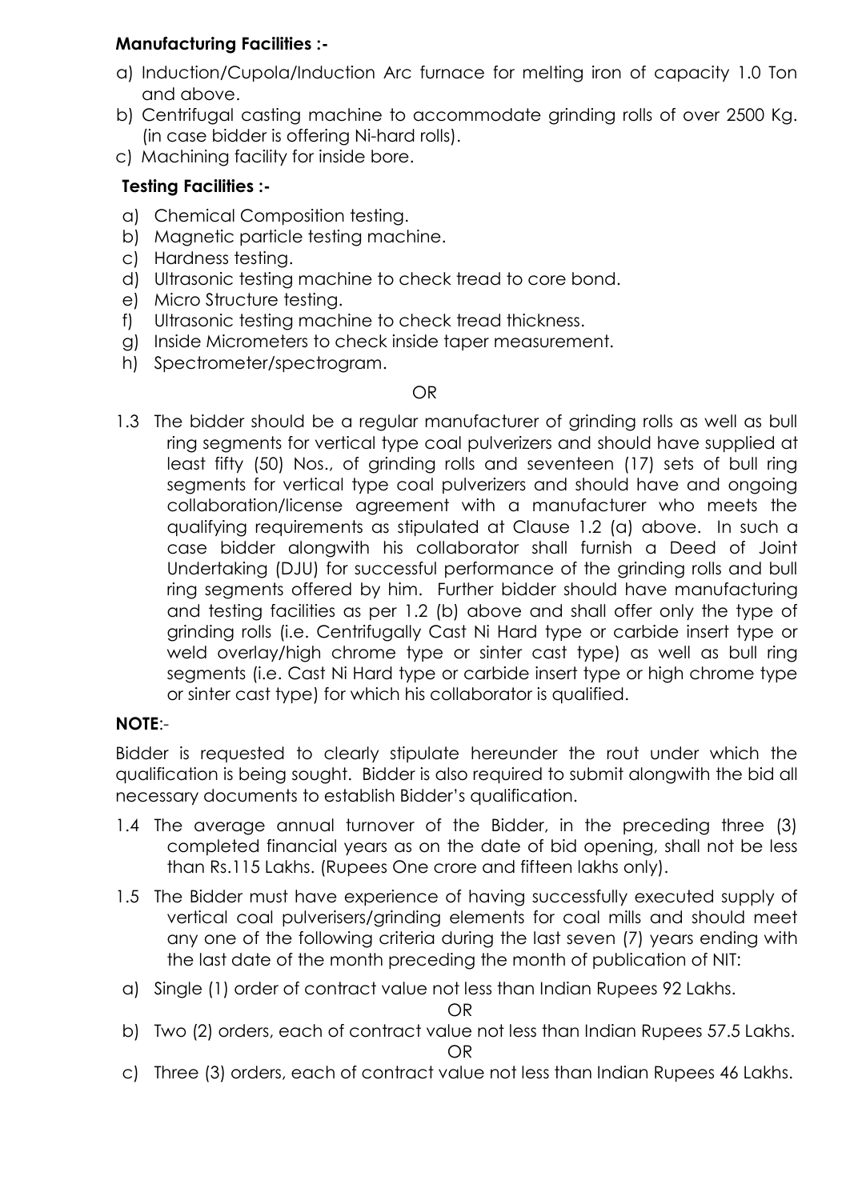**Manufacturing Facilities :-**

a) Induction/Cupola/Induction Arc furnace for melting iron of capacity 1.0 Ton and above.
b) Centrifugal casting machine to accommodate grinding rolls of over 2500 Kg. (in case bidder is offering Ni-hard rolls).
c) Machining facility for inside bore.

**Testing Facilities :-**

a) Chemical Composition testing.
b) Magnetic particle testing machine.
c) Hardness testing.
d) Ultrasonic testing machine to check tread to core bond.
e) Micro Structure testing.
f) Ultrasonic testing machine to check tread thickness.
g) Inside Micrometers to check inside taper measurement.
h) Spectrometer/spectrogram.

OR

1.3 The bidder should be a regular manufacturer of grinding rolls as well as bull ring segments for vertical type coal pulverizers and should have supplied at least fifty (50) Nos., of grinding rolls and seventeen (17) sets of bull ring segments for vertical type coal pulverizers and should have and ongoing collaboration/license agreement with a manufacturer who meets the qualifying requirements as stipulated at Clause 1.2 (a) above. In such a case bidder alongwith his collaborator shall furnish a Deed of Joint Undertaking (DJU) for successful performance of the grinding rolls and bull ring segments offered by him. Further bidder should have manufacturing and testing facilities as per 1.2 (b) above and shall offer only the type of grinding rolls (i.e. Centrifugally Cast Ni Hard type or carbide insert type or weld overlay/high chrome type or sinter cast type) as well as bull ring segments (i.e. Cast Ni Hard type or carbide insert type or high chrome type or sinter cast type) for which his collaborator is qualified.

**NOTE**:-

Bidder is requested to clearly stipulate hereunder the rout under which the qualification is being sought. Bidder is also required to submit alongwith the bid all necessary documents to establish Bidder's qualification.

1.4 The average annual turnover of the Bidder, in the preceding three (3) completed financial years as on the date of bid opening, shall not be less than Rs.115 Lakhs. (Rupees One crore and fifteen lakhs only).

1.5 The Bidder must have experience of having successfully executed supply of vertical coal pulverisers/grinding elements for coal mills and should meet any one of the following criteria during the last seven (7) years ending with the last date of the month preceding the month of publication of NIT:

a) Single (1) order of contract value not less than Indian Rupees 92 Lakhs.

OR

b) Two (2) orders, each of contract value not less than Indian Rupees 57.5 Lakhs.

OR

c) Three (3) orders, each of contract value not less than Indian Rupees 46 Lakhs.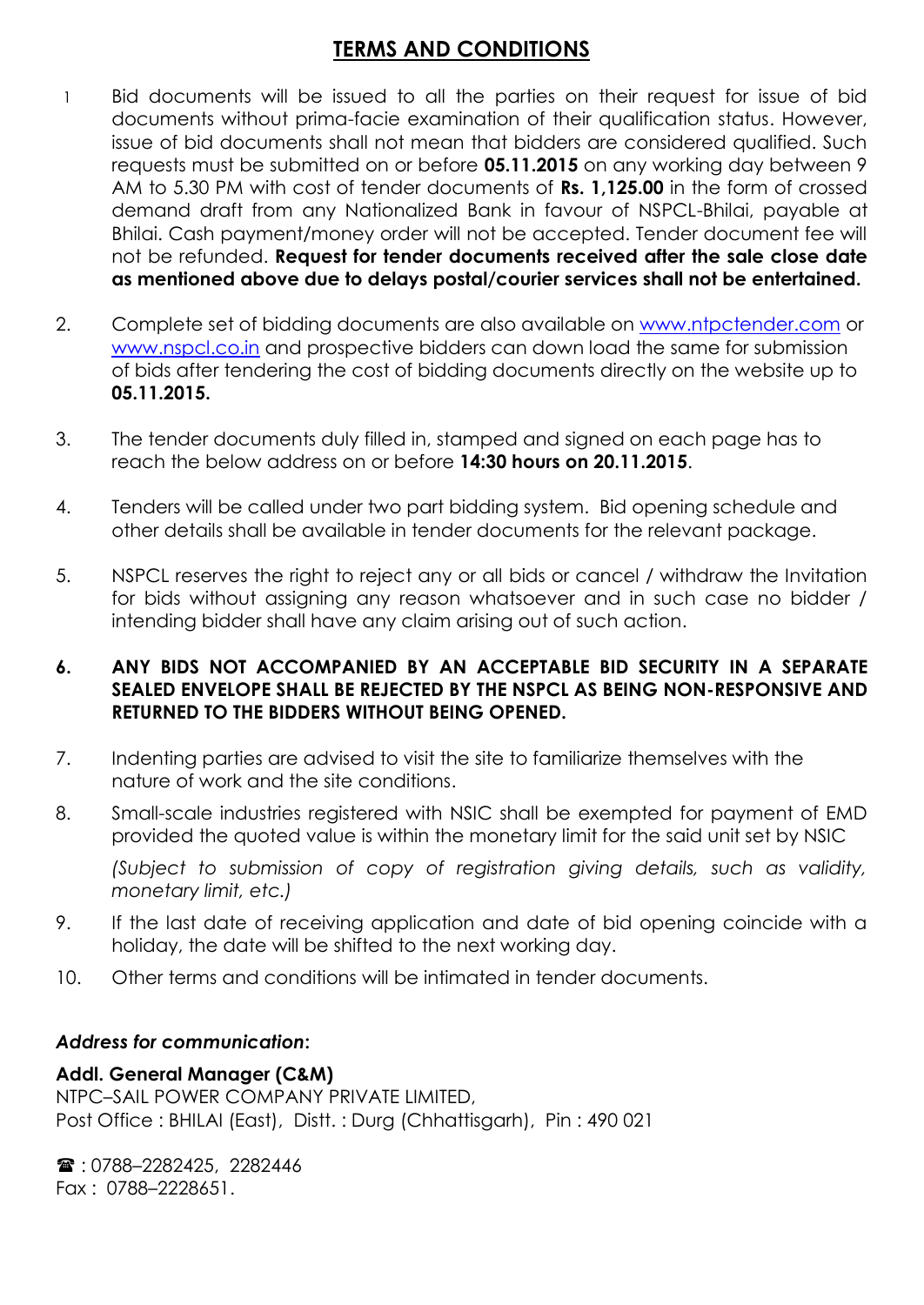## TERMS AND CONDITIONS

1. Bid documents will be issued to all the parties on their request for issue of bid documents without prima-facie examination of their qualification status. However, issue of bid documents shall not mean that bidders are considered qualified. Such requests must be submitted on or before **05.11.2015** on any working day between 9 AM to 5.30 PM with cost of tender documents of **Rs. 1,125.00** in the form of crossed demand draft from any Nationalized Bank in favour of NSPCL-Bhilai, payable at Bhilai. Cash payment/money order will not be accepted. Tender document fee will not be refunded. **Request for tender documents received after the sale close date as mentioned above due to delays postal/courier services shall not be entertained.**

2. Complete set of bidding documents are also available on www.ntpctender.com or www.nspcl.co.in and prospective bidders can down load the same for submission of bids after tendering the cost of bidding documents directly on the website up to **05.11.2015.**

3. The tender documents duly filled in, stamped and signed on each page has to reach the below address on or before **14:30 hours on 20.11.2015**.

4. Tenders will be called under two part bidding system. Bid opening schedule and other details shall be available in tender documents for the relevant package.

5. NSPCL reserves the right to reject any or all bids or cancel / withdraw the Invitation for bids without assigning any reason whatsoever and in such case no bidder / intending bidder shall have any claim arising out of such action.

6. **ANY BIDS NOT ACCOMPANIED BY AN ACCEPTABLE BID SECURITY IN A SEPARATE SEALED ENVELOPE SHALL BE REJECTED BY THE NSPCL AS BEING NON-RESPONSIVE AND RETURNED TO THE BIDDERS WITHOUT BEING OPENED.**

7. Indenting parties are advised to visit the site to familiarize themselves with the nature of work and the site conditions.

8. Small-scale industries registered with NSIC shall be exempted for payment of EMD provided the quoted value is within the monetary limit for the said unit set by NSIC

   *(Subject to submission of copy of registration giving details, such as validity, monetary limit, etc.)*

9. If the last date of receiving application and date of bid opening coincide with a holiday, the date will be shifted to the next working day.

10. Other terms and conditions will be intimated in tender documents.

***Address for communication*:**

**Addl. General Manager (C&M)**
NTPC–SAIL POWER COMPANY PRIVATE LIMITED,
Post Office : BHILAI (East), Distt. : Durg (Chhattisgarh), Pin : 490 021

☎ : 0788–2282425, 2282446
Fax : 0788–2228651.